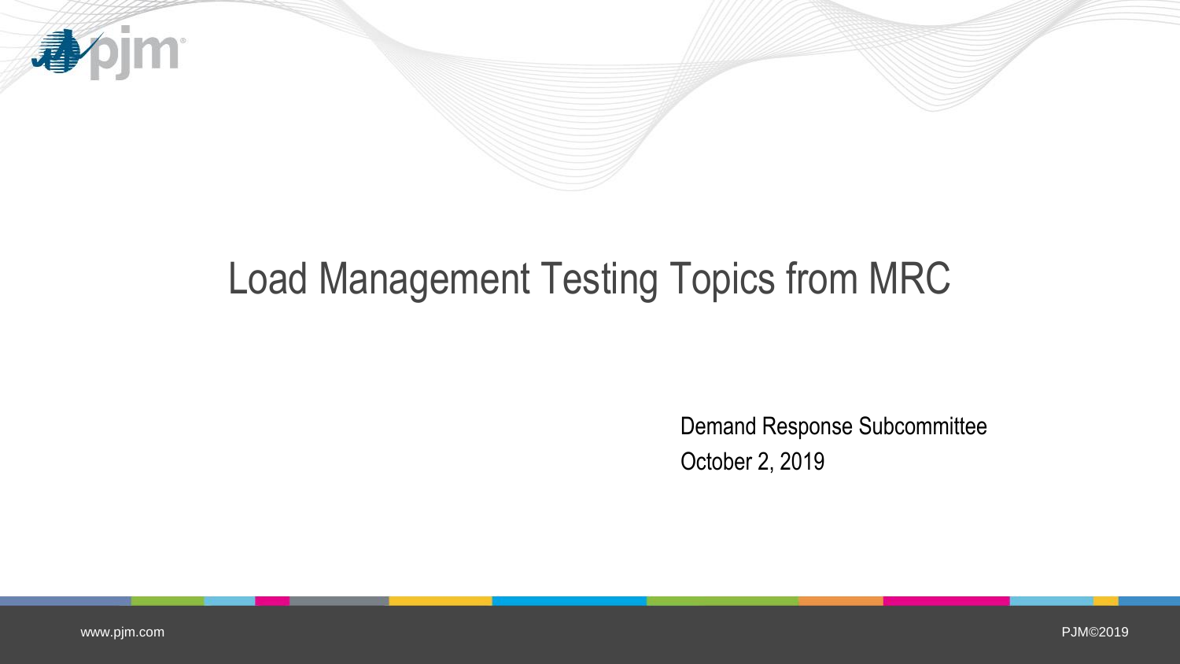# Load Management Testing Topics from MRC

Demand Response Subcommittee

October 2, 2019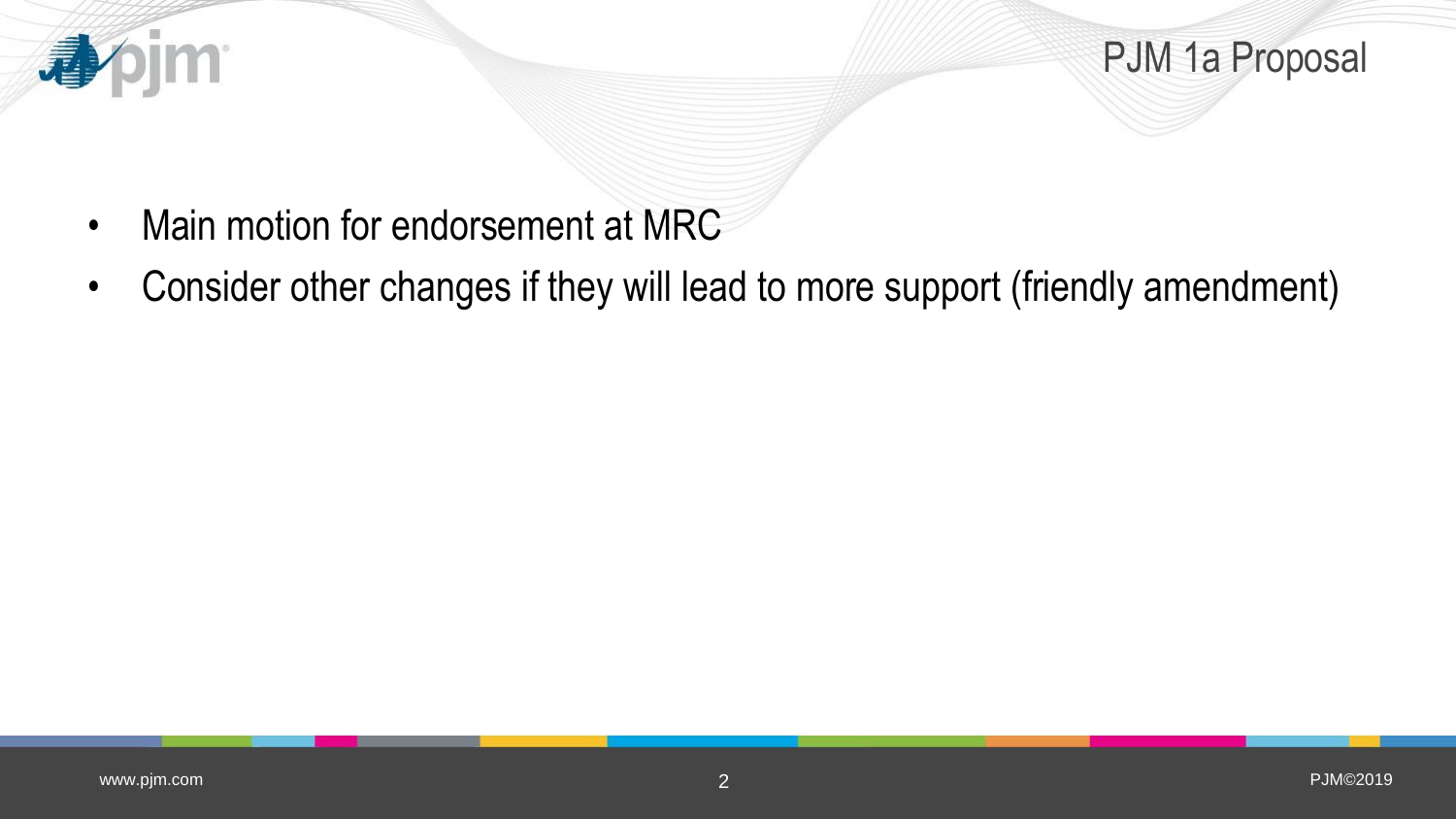# PJM 1a Proposal

- Main motion for endorsement at MRC
- Consider other changes if they will lead to more support (friendly amendment)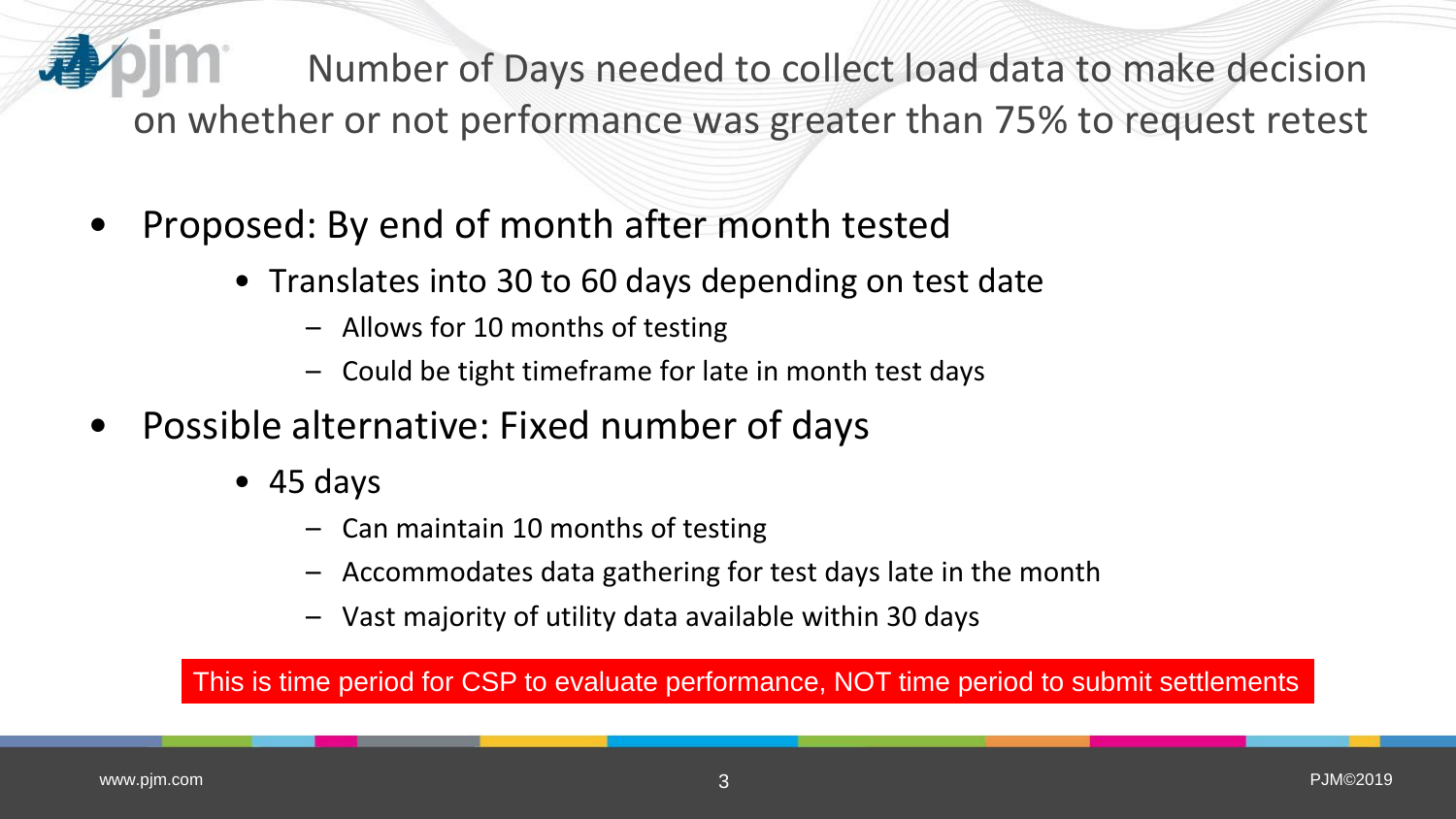# Number of Days needed to collect load data to make decision on whether or not performance was greater than 75% to request retest

- Proposed: By end of month after month tested
  - Translates into 30 to 60 days depending on test date
    - Allows for 10 months of testing
    - Could be tight timeframe for late in month test days
- Possible alternative: Fixed number of days
  - 45 days
    - Can maintain 10 months of testing
    - Accommodates data gathering for test days late in the month
    - Vast majority of utility data available within 30 days

This is time period for CSP to evaluate performance, NOT time period to submit settlements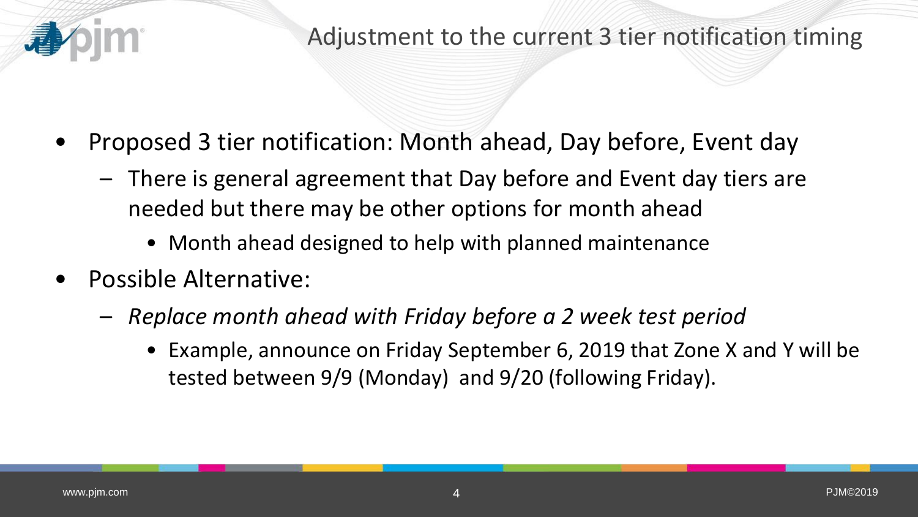# Adjustment to the current 3 tier notification timing

- Proposed 3 tier notification: Month ahead, Day before, Event day
  - There is general agreement that Day before and Event day tiers are needed but there may be other options for month ahead
    - Month ahead designed to help with planned maintenance
- Possible Alternative:
  - *Replace month ahead with Friday before a 2 week test period*
    - Example, announce on Friday September 6, 2019 that Zone X and Y will be tested between 9/9 (Monday) and 9/20 (following Friday).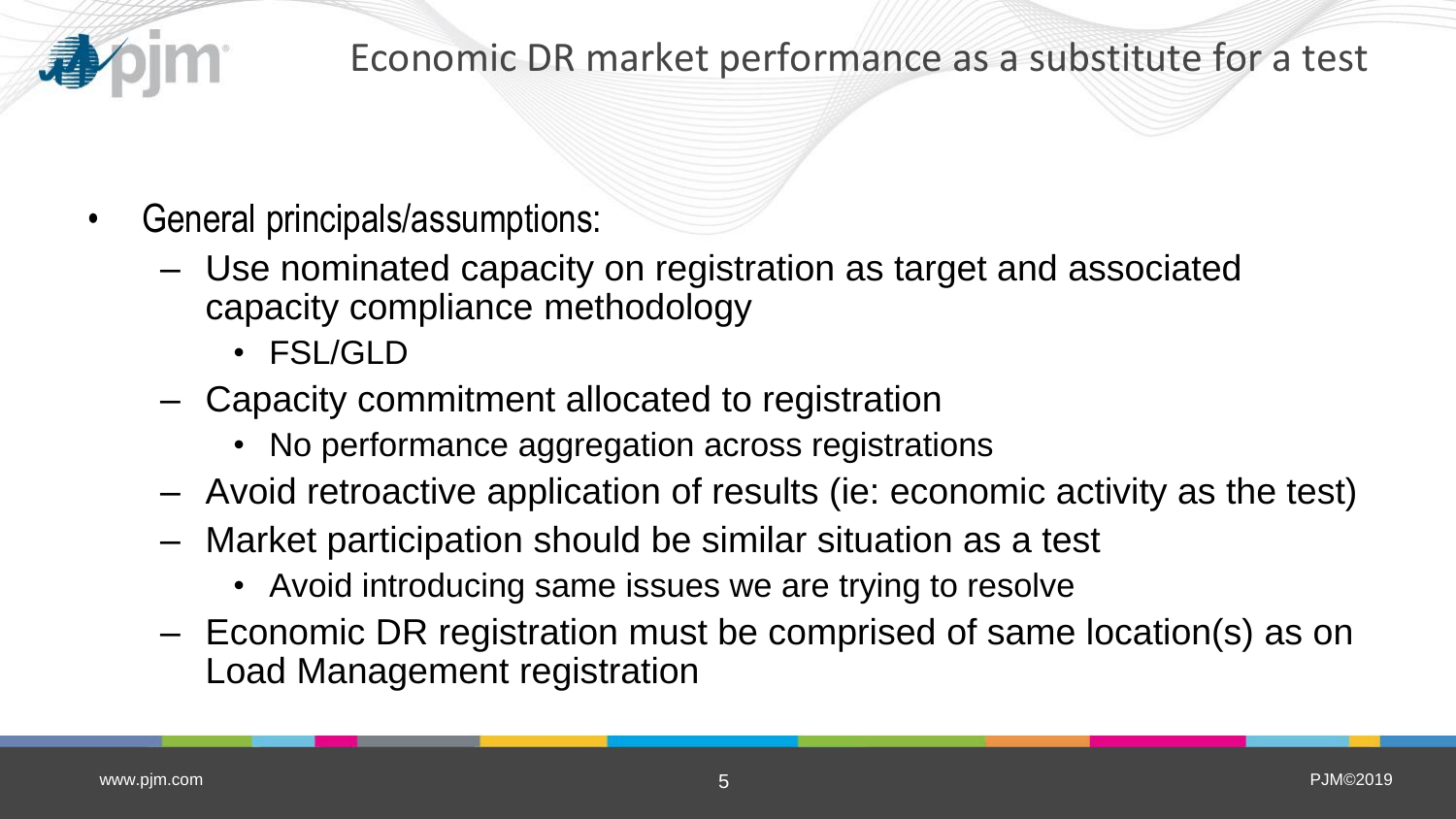# Economic DR market performance as a substitute for a test

- General principals/assumptions:
  - Use nominated capacity on registration as target and associated capacity compliance methodology
    - FSL/GLD
  - Capacity commitment allocated to registration
    - No performance aggregation across registrations
  - Avoid retroactive application of results (ie: economic activity as the test)
  - Market participation should be similar situation as a test
    - Avoid introducing same issues we are trying to resolve
  - Economic DR registration must be comprised of same location(s) as on Load Management registration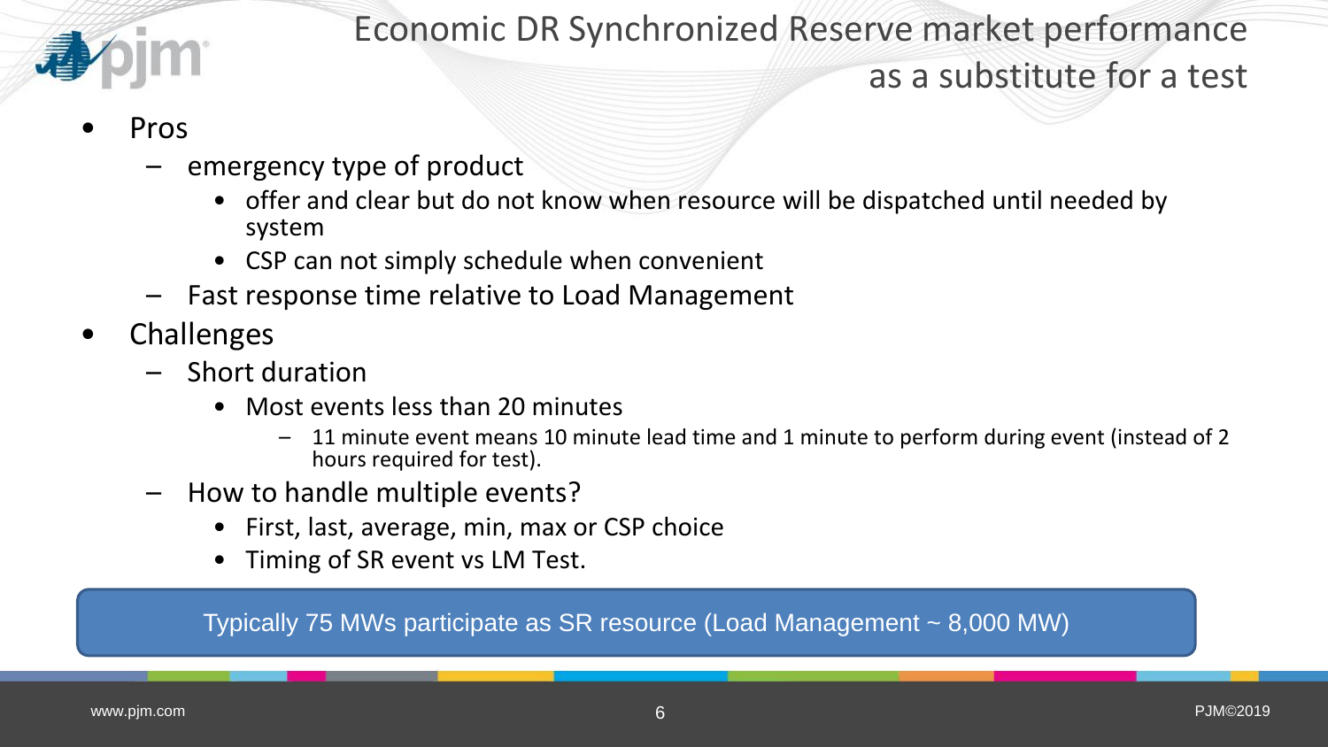# Economic DR Synchronized Reserve market performance as a substitute for a test

- Pros
  - emergency type of product
    - offer and clear but do not know when resource will be dispatched until needed by system
    - CSP can not simply schedule when convenient
  - Fast response time relative to Load Management
- Challenges
  - Short duration
    - Most events less than 20 minutes
      - 11 minute event means 10 minute lead time and 1 minute to perform during event (instead of 2 hours required for test).
  - How to handle multiple events?
    - First, last, average, min, max or CSP choice
    - Timing of SR event vs LM Test.

Typically 75 MWs participate as SR resource (Load Management ~ 8,000 MW)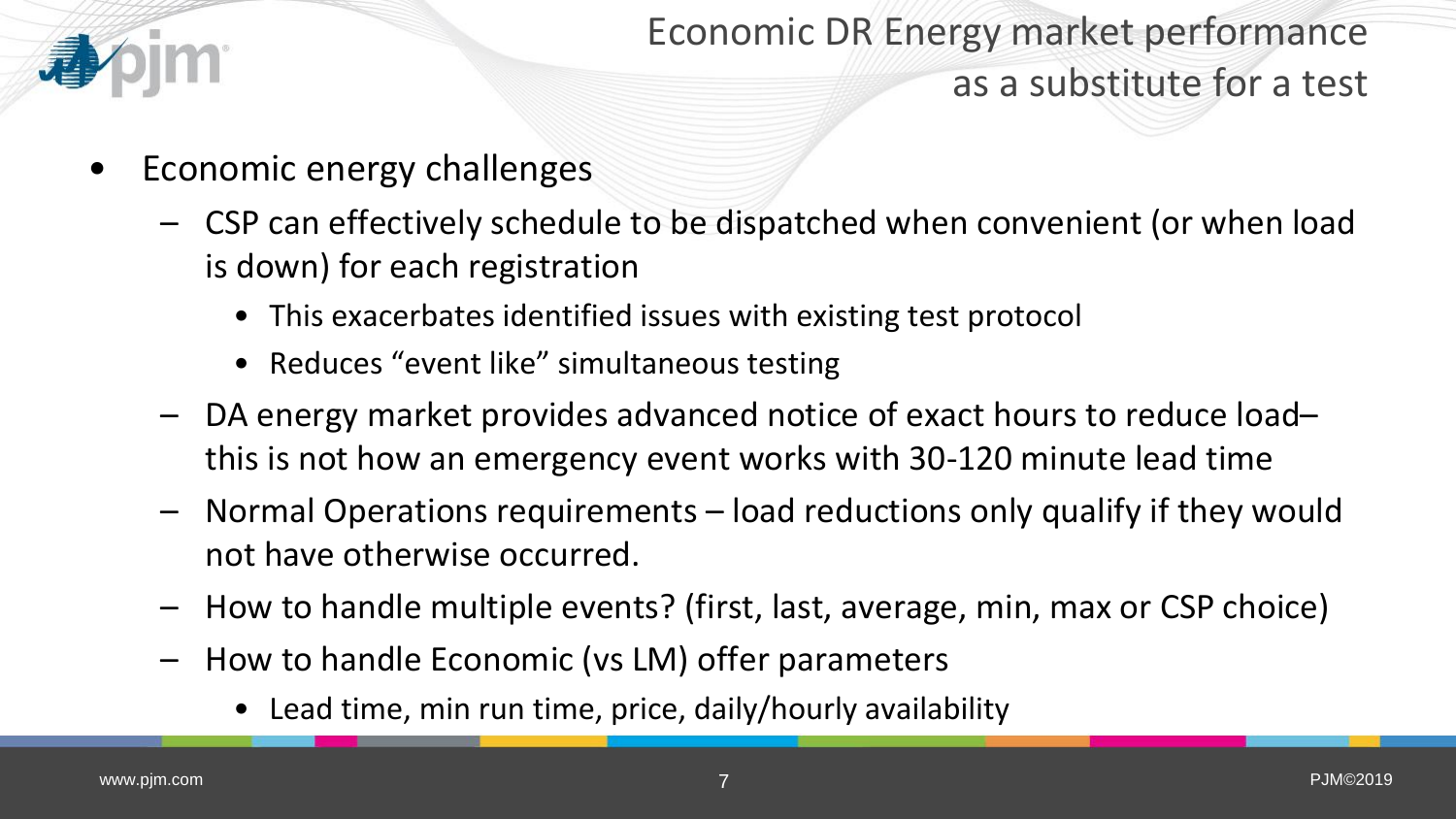# Economic DR Energy market performance as a substitute for a test

- Economic energy challenges
  - CSP can effectively schedule to be dispatched when convenient (or when load is down) for each registration
    - This exacerbates identified issues with existing test protocol
    - Reduces "event like" simultaneous testing
  - DA energy market provides advanced notice of exact hours to reduce load– this is not how an emergency event works with 30-120 minute lead time
  - Normal Operations requirements – load reductions only qualify if they would not have otherwise occurred.
  - How to handle multiple events? (first, last, average, min, max or CSP choice)
  - How to handle Economic (vs LM) offer parameters
    - Lead time, min run time, price, daily/hourly availability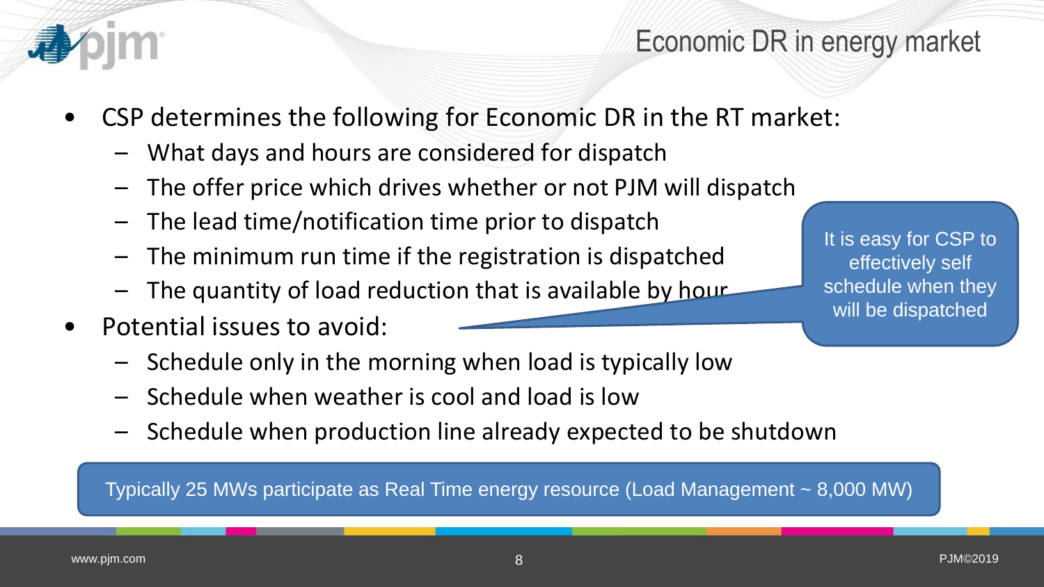# Economic DR in energy market

- CSP determines the following for Economic DR in the RT market:
  - What days and hours are considered for dispatch
  - The offer price which drives whether or not PJM will dispatch
  - The lead time/notification time prior to dispatch
  - The minimum run time if the registration is dispatched
  - The quantity of load reduction that is available by hour
- Potential issues to avoid:
  - Schedule only in the morning when load is typically low
  - Schedule when weather is cool and load is low
  - Schedule when production line already expected to be shutdown

It is easy for CSP to effectively self schedule when they will be dispatched

Typically 25 MWs participate as Real Time energy resource (Load Management ~ 8,000 MW)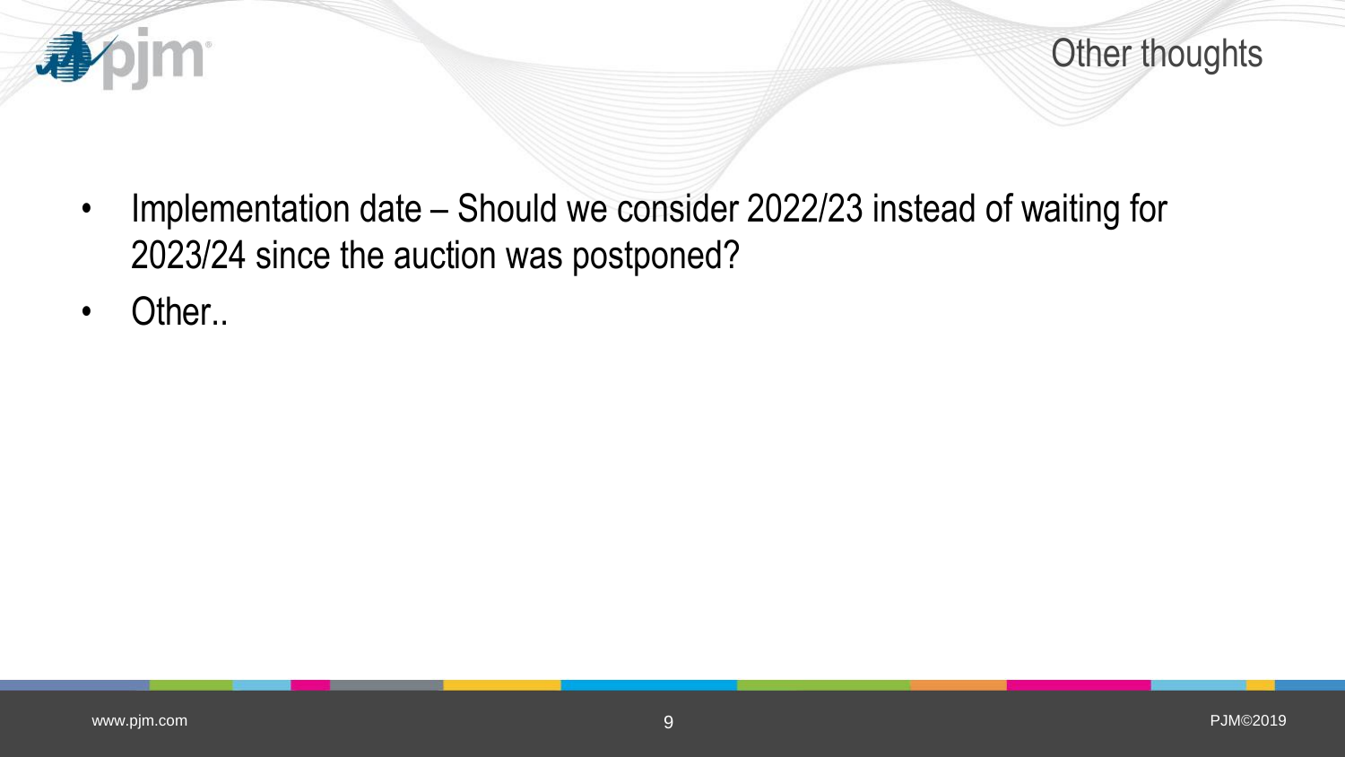# Other thoughts

- Implementation date – Should we consider 2022/23 instead of waiting for 2023/24 since the auction was postponed?
- Other..